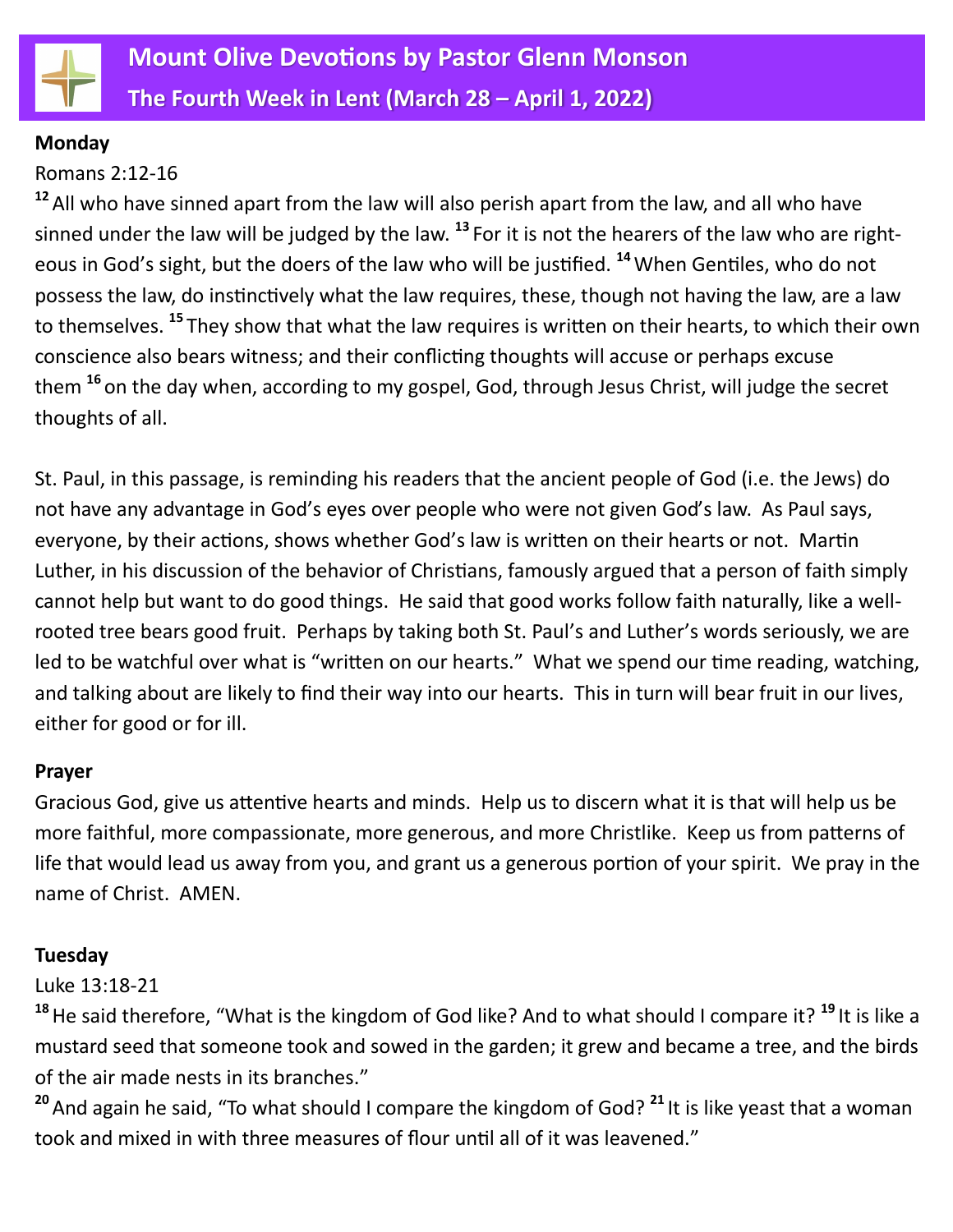# Mount Olive Devotions by Pastor Glenn Monson

## The Fourth Week in Lent (March 28 – April 1, 2022)

**Monday**

Romans 2:12-16

[12] All who have sinned apart from the law will also perish apart from the law, and all who have sinned under the law will be judged by the law. [13] For it is not the hearers of the law who are righteous in God's sight, but the doers of the law who will be justified. [14] When Gentiles, who do not possess the law, do instinctively what the law requires, these, though not having the law, are a law to themselves. [15] They show that what the law requires is written on their hearts, to which their own conscience also bears witness; and their conflicting thoughts will accuse or perhaps excuse them [16] on the day when, according to my gospel, God, through Jesus Christ, will judge the secret thoughts of all.

St. Paul, in this passage, is reminding his readers that the ancient people of God (i.e. the Jews) do not have any advantage in God's eyes over people who were not given God's law. As Paul says, everyone, by their actions, shows whether God's law is written on their hearts or not. Martin Luther, in his discussion of the behavior of Christians, famously argued that a person of faith simply cannot help but want to do good things. He said that good works follow faith naturally, like a well-rooted tree bears good fruit. Perhaps by taking both St. Paul's and Luther's words seriously, we are led to be watchful over what is "written on our hearts." What we spend our time reading, watching, and talking about are likely to find their way into our hearts. This in turn will bear fruit in our lives, either for good or for ill.

**Prayer**

Gracious God, give us attentive hearts and minds. Help us to discern what it is that will help us be more faithful, more compassionate, more generous, and more Christlike. Keep us from patterns of life that would lead us away from you, and grant us a generous portion of your spirit. We pray in the name of Christ. AMEN.

**Tuesday**

Luke 13:18-21

[18] He said therefore, "What is the kingdom of God like? And to what should I compare it? [19] It is like a mustard seed that someone took and sowed in the garden; it grew and became a tree, and the birds of the air made nests in its branches."

[20] And again he said, "To what should I compare the kingdom of God? [21] It is like yeast that a woman took and mixed in with three measures of flour until all of it was leavened."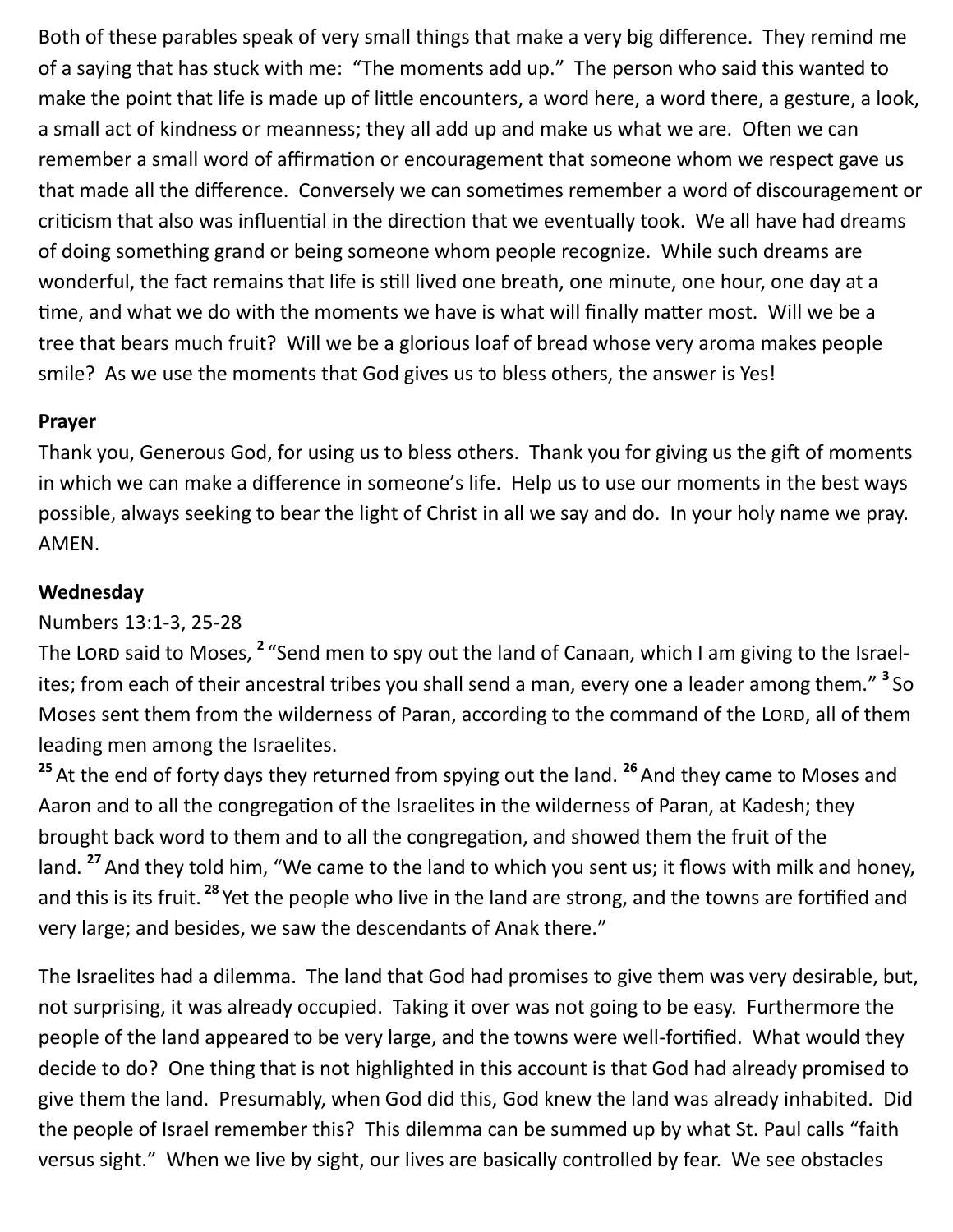Both of these parables speak of very small things that make a very big difference. They remind me of a saying that has stuck with me: "The moments add up." The person who said this wanted to make the point that life is made up of little encounters, a word here, a word there, a gesture, a look, a small act of kindness or meanness; they all add up and make us what we are. Often we can remember a small word of affirmation or encouragement that someone whom we respect gave us that made all the difference. Conversely we can sometimes remember a word of discouragement or criticism that also was influential in the direction that we eventually took. We all have had dreams of doing something grand or being someone whom people recognize. While such dreams are wonderful, the fact remains that life is still lived one breath, one minute, one hour, one day at a time, and what we do with the moments we have is what will finally matter most. Will we be a tree that bears much fruit? Will we be a glorious loaf of bread whose very aroma makes people smile? As we use the moments that God gives us to bless others, the answer is Yes!

**Prayer**

Thank you, Generous God, for using us to bless others. Thank you for giving us the gift of moments in which we can make a difference in someone's life. Help us to use our moments in the best ways possible, always seeking to bear the light of Christ in all we say and do. In your holy name we pray. AMEN.

**Wednesday**

Numbers 13:1-3, 25-28

The LORD said to Moses, [2] "Send men to spy out the land of Canaan, which I am giving to the Israelites; from each of their ancestral tribes you shall send a man, every one a leader among them." [3] So Moses sent them from the wilderness of Paran, according to the command of the LORD, all of them leading men among the Israelites.

[25] At the end of forty days they returned from spying out the land. [26] And they came to Moses and Aaron and to all the congregation of the Israelites in the wilderness of Paran, at Kadesh; they brought back word to them and to all the congregation, and showed them the fruit of the land. [27] And they told him, "We came to the land to which you sent us; it flows with milk and honey, and this is its fruit. [28] Yet the people who live in the land are strong, and the towns are fortified and very large; and besides, we saw the descendants of Anak there."

The Israelites had a dilemma. The land that God had promises to give them was very desirable, but, not surprising, it was already occupied. Taking it over was not going to be easy. Furthermore the people of the land appeared to be very large, and the towns were well-fortified. What would they decide to do? One thing that is not highlighted in this account is that God had already promised to give them the land. Presumably, when God did this, God knew the land was already inhabited. Did the people of Israel remember this? This dilemma can be summed up by what St. Paul calls "faith versus sight." When we live by sight, our lives are basically controlled by fear. We see obstacles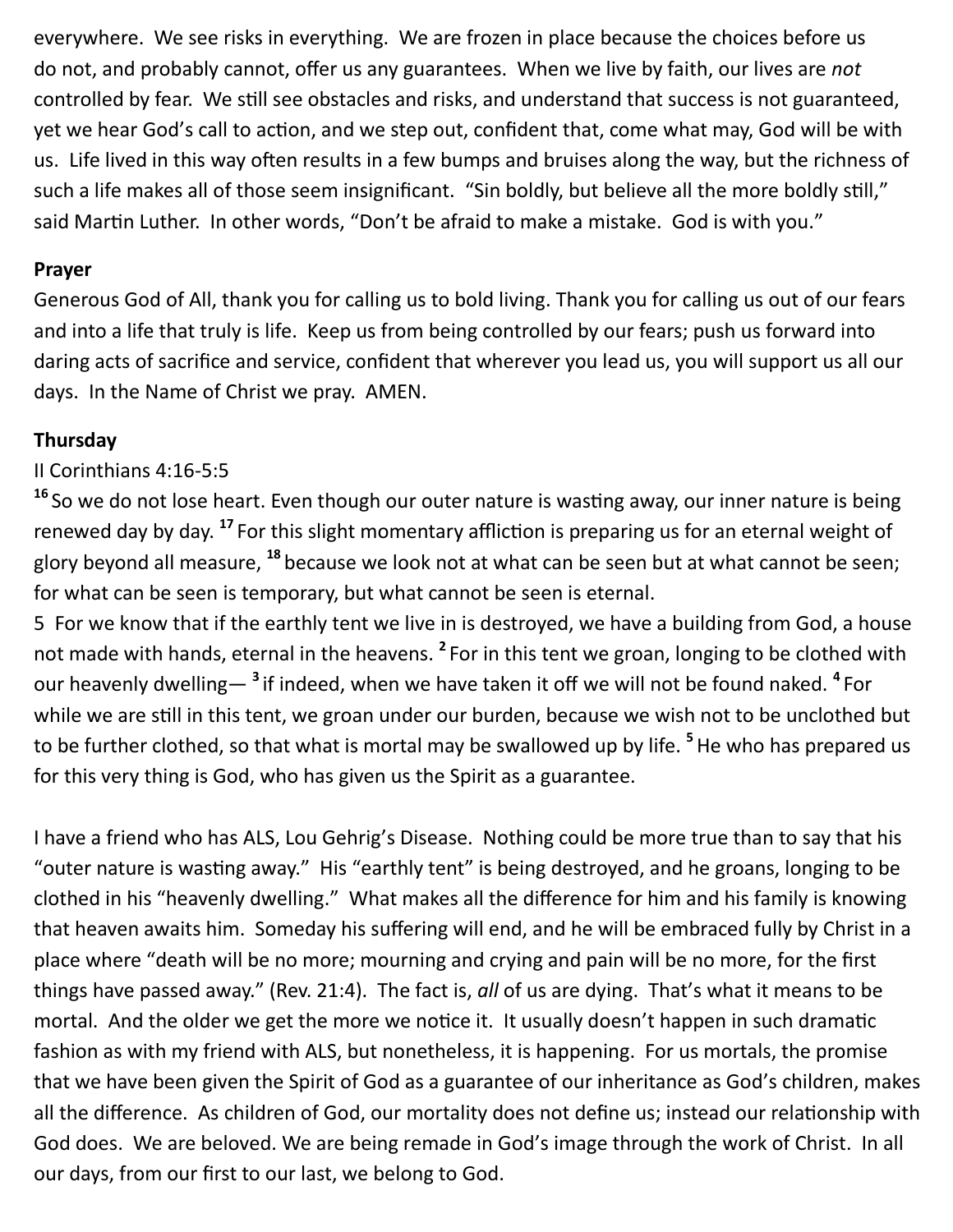everywhere. We see risks in everything. We are frozen in place because the choices before us do not, and probably cannot, offer us any guarantees. When we live by faith, our lives are *not* controlled by fear. We still see obstacles and risks, and understand that success is not guaranteed, yet we hear God's call to action, and we step out, confident that, come what may, God will be with us. Life lived in this way often results in a few bumps and bruises along the way, but the richness of such a life makes all of those seem insignificant. "Sin boldly, but believe all the more boldly still," said Martin Luther. In other words, "Don't be afraid to make a mistake. God is with you."

**Prayer**

Generous God of All, thank you for calling us to bold living. Thank you for calling us out of our fears and into a life that truly is life. Keep us from being controlled by our fears; push us forward into daring acts of sacrifice and service, confident that wherever you lead us, you will support us all our days. In the Name of Christ we pray. AMEN.

**Thursday**

II Corinthians 4:16-5:5

**16** So we do not lose heart. Even though our outer nature is wasting away, our inner nature is being renewed day by day. **17** For this slight momentary affliction is preparing us for an eternal weight of glory beyond all measure, **18** because we look not at what can be seen but at what cannot be seen; for what can be seen is temporary, but what cannot be seen is eternal.

5 For we know that if the earthly tent we live in is destroyed, we have a building from God, a house not made with hands, eternal in the heavens. **2** For in this tent we groan, longing to be clothed with our heavenly dwelling— **3** if indeed, when we have taken it off we will not be found naked. **4** For while we are still in this tent, we groan under our burden, because we wish not to be unclothed but to be further clothed, so that what is mortal may be swallowed up by life. **5** He who has prepared us for this very thing is God, who has given us the Spirit as a guarantee.

I have a friend who has ALS, Lou Gehrig's Disease. Nothing could be more true than to say that his "outer nature is wasting away." His "earthly tent" is being destroyed, and he groans, longing to be clothed in his "heavenly dwelling." What makes all the difference for him and his family is knowing that heaven awaits him. Someday his suffering will end, and he will be embraced fully by Christ in a place where "death will be no more; mourning and crying and pain will be no more, for the first things have passed away." (Rev. 21:4). The fact is, *all* of us are dying. That's what it means to be mortal. And the older we get the more we notice it. It usually doesn't happen in such dramatic fashion as with my friend with ALS, but nonetheless, it is happening. For us mortals, the promise that we have been given the Spirit of God as a guarantee of our inheritance as God's children, makes all the difference. As children of God, our mortality does not define us; instead our relationship with God does. We are beloved. We are being remade in God's image through the work of Christ. In all our days, from our first to our last, we belong to God.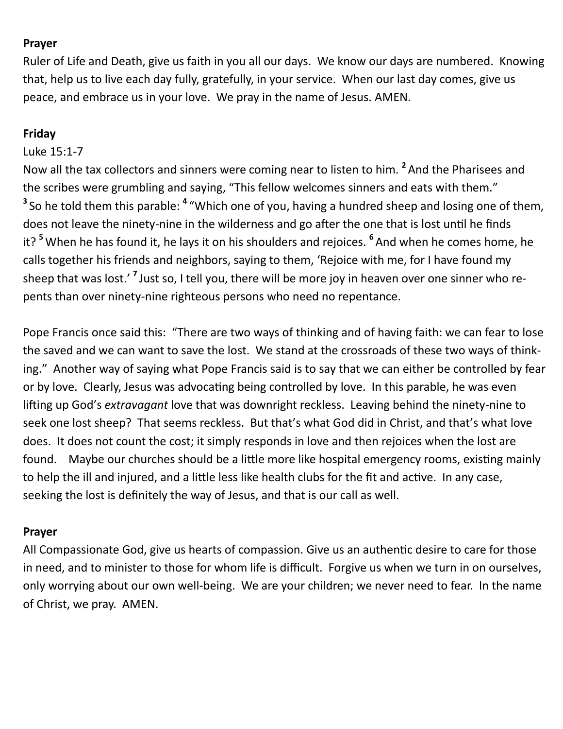**Prayer**

Ruler of Life and Death, give us faith in you all our days. We know our days are numbered. Knowing that, help us to live each day fully, gratefully, in your service. When our last day comes, give us peace, and embrace us in your love. We pray in the name of Jesus. AMEN.

**Friday**

Luke 15:1-7

Now all the tax collectors and sinners were coming near to listen to him. [2] And the Pharisees and the scribes were grumbling and saying, "This fellow welcomes sinners and eats with them." [3] So he told them this parable: [4] "Which one of you, having a hundred sheep and losing one of them, does not leave the ninety-nine in the wilderness and go after the one that is lost until he finds it? [5] When he has found it, he lays it on his shoulders and rejoices. [6] And when he comes home, he calls together his friends and neighbors, saying to them, 'Rejoice with me, for I have found my sheep that was lost.' [7] Just so, I tell you, there will be more joy in heaven over one sinner who repents than over ninety-nine righteous persons who need no repentance.

Pope Francis once said this: "There are two ways of thinking and of having faith: we can fear to lose the saved and we can want to save the lost. We stand at the crossroads of these two ways of thinking." Another way of saying what Pope Francis said is to say that we can either be controlled by fear or by love. Clearly, Jesus was advocating being controlled by love. In this parable, he was even lifting up God's *extravagant* love that was downright reckless. Leaving behind the ninety-nine to seek one lost sheep? That seems reckless. But that's what God did in Christ, and that's what love does. It does not count the cost; it simply responds in love and then rejoices when the lost are found. Maybe our churches should be a little more like hospital emergency rooms, existing mainly to help the ill and injured, and a little less like health clubs for the fit and active. In any case, seeking the lost is definitely the way of Jesus, and that is our call as well.

**Prayer**

All Compassionate God, give us hearts of compassion. Give us an authentic desire to care for those in need, and to minister to those for whom life is difficult. Forgive us when we turn in on ourselves, only worrying about our own well-being. We are your children; we never need to fear. In the name of Christ, we pray. AMEN.